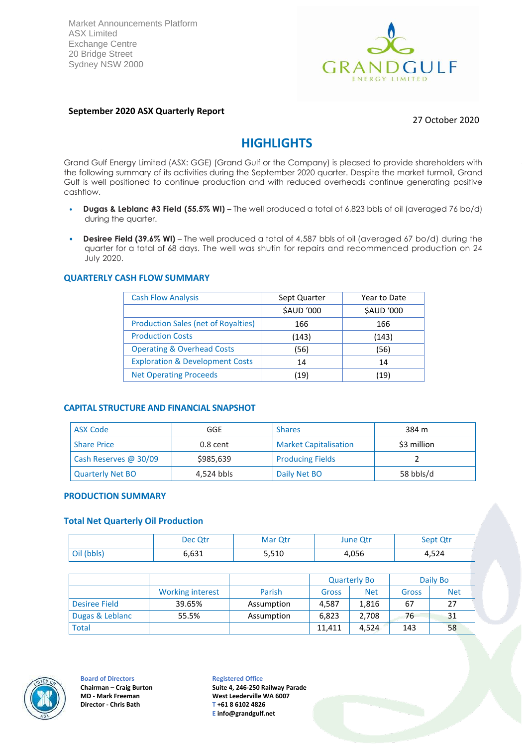Market Announcements Platform
ASX Limited
Exchange Centre
20 Bridge Street
Sydney NSW 2000

**September 2020 ASX Quarterly Report**

27 October 2020

# HIGHLIGHTS

Grand Gulf Energy Limited (ASX: GGE) (Grand Gulf or the Company) is pleased to provide shareholders with the following summary of its activities during the September 2020 quarter. Despite the market turmoil, Grand Gulf is well positioned to continue production and with reduced overheads continue generating positive cashflow.

- **Dugas & Leblanc #3 Field (55.5% WI)** – The well produced a total of 6,823 bbls of oil (averaged 76 bo/d) during the quarter.
- **Desiree Field (39.6% WI)** – The well produced a total of 4,587 bbls of oil (averaged 67 bo/d) during the quarter for a total of 68 days. The well was shutin for repairs and recommenced production on 24 July 2020.

## QUARTERLY CASH FLOW SUMMARY

| Cash Flow Analysis | Sept Quarter | Year to Date |
|---|---|---|
| | $AUD '000 | $AUD '000 |
| Production Sales (net of Royalties) | 166 | 166 |
| Production Costs | (143) | (143) |
| Operating & Overhead Costs | (56) | (56) |
| Exploration & Development Costs | 14 | 14 |
| Net Operating Proceeds | (19) | (19) |

## CAPITAL STRUCTURE AND FINANCIAL SNAPSHOT

| ASX Code | GGE | Shares | 384 m |
|---|---|---|---|
| Share Price | 0.8 cent | Market Capitalisation | $3 million |
| Cash Reserves @ 30/09 | $985,639 | Producing Fields | 2 |
| Quarterly Net BO | 4,524 bbls | Daily Net BO | 58 bbls/d |

## PRODUCTION SUMMARY

### Total Net Quarterly Oil Production

| | Dec Qtr | Mar Qtr | June Qtr | Sept Qtr |
|---|---|---|---|---|
| Oil (bbls) | 6,631 | 5,510 | 4,056 | 4,524 |

| | | | Quarterly Bo | | Daily Bo | |
|---|---|---|---|---|---|---|
| | Working interest | Parish | Gross | Net | Gross | Net |
| Desiree Field | 39.65% | Assumption | 4,587 | 1,816 | 67 | 27 |
| Dugas & Leblanc | 55.5% | Assumption | 6,823 | 2,708 | 76 | 31 |
| Total | | | 11,411 | 4,524 | 143 | 58 |

**Board of Directors**
**Chairman – Craig Burton**
**MD - Mark Freeman**
**Director - Chris Bath**

**Registered Office**
**Suite 4, 246-250 Railway Parade**
**West Leederville WA 6007**
**T +61 8 6102 4826**
**E info@grandgulf.net**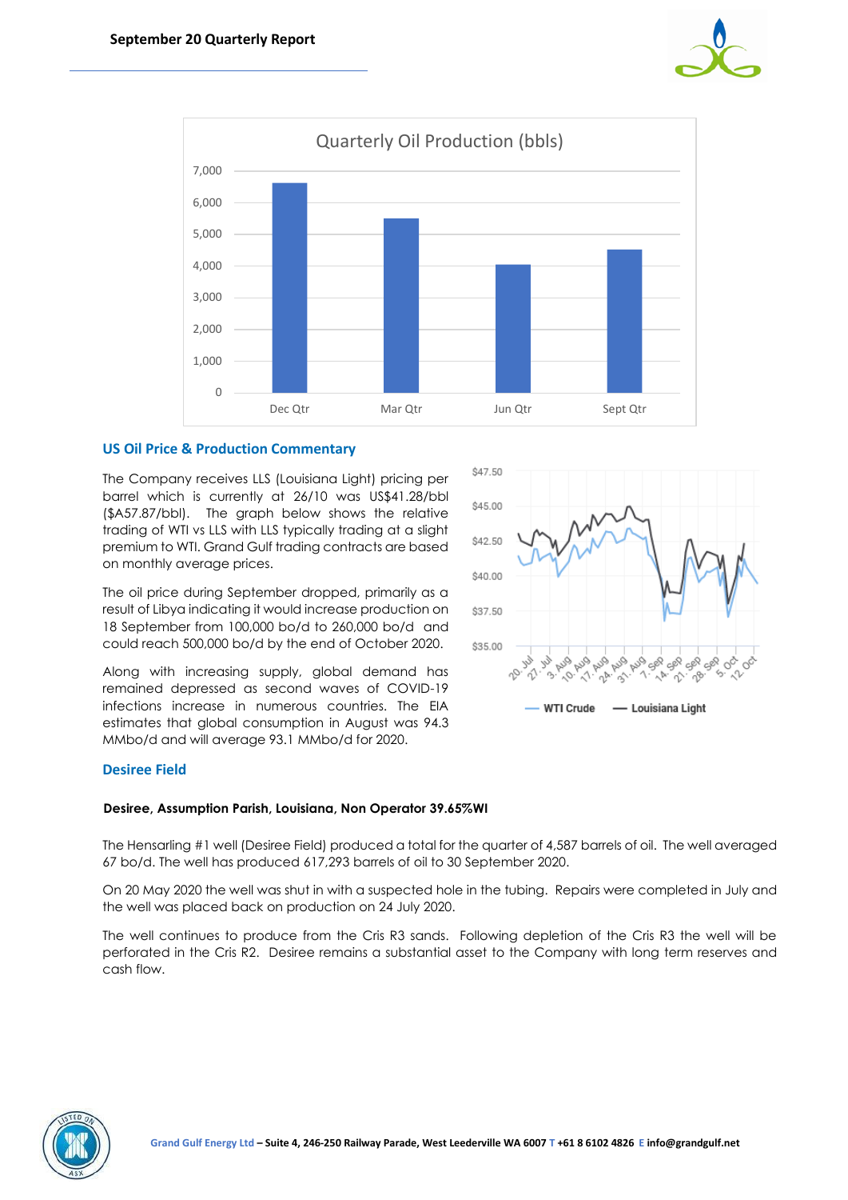Quarterly Oil Production (bbls)

## US Oil Price & Production Commentary

The Company receives LLS (Louisiana Light) pricing per barrel which is currently at 26/10 was US$41.28/bbl ($A57.87/bbl). The graph below shows the relative trading of WTI vs LLS with LLS typically trading at a slight premium to WTI. Grand Gulf trading contracts are based on monthly average prices.

The oil price during September dropped, primarily as a result of Libya indicating it would increase production on 18 September from 100,000 bo/d to 260,000 bo/d and could reach 500,000 bo/d by the end of October 2020.

Along with increasing supply, global demand has remained depressed as second waves of COVID-19 infections increase in numerous countries. The EIA estimates that global consumption in August was 94.3 MMbo/d and will average 93.1 MMbo/d for 2020.

## Desiree Field

**Desiree, Assumption Parish, Louisiana, Non Operator 39.65%WI**

The Hensarling #1 well (Desiree Field) produced a total for the quarter of 4,587 barrels of oil. The well averaged 67 bo/d. The well has produced 617,293 barrels of oil to 30 September 2020.

On 20 May 2020 the well was shut in with a suspected hole in the tubing. Repairs were completed in July and the well was placed back on production on 24 July 2020.

The well continues to produce from the Cris R3 sands. Following depletion of the Cris R3 the well will be perforated in the Cris R2. Desiree remains a substantial asset to the Company with long term reserves and cash flow.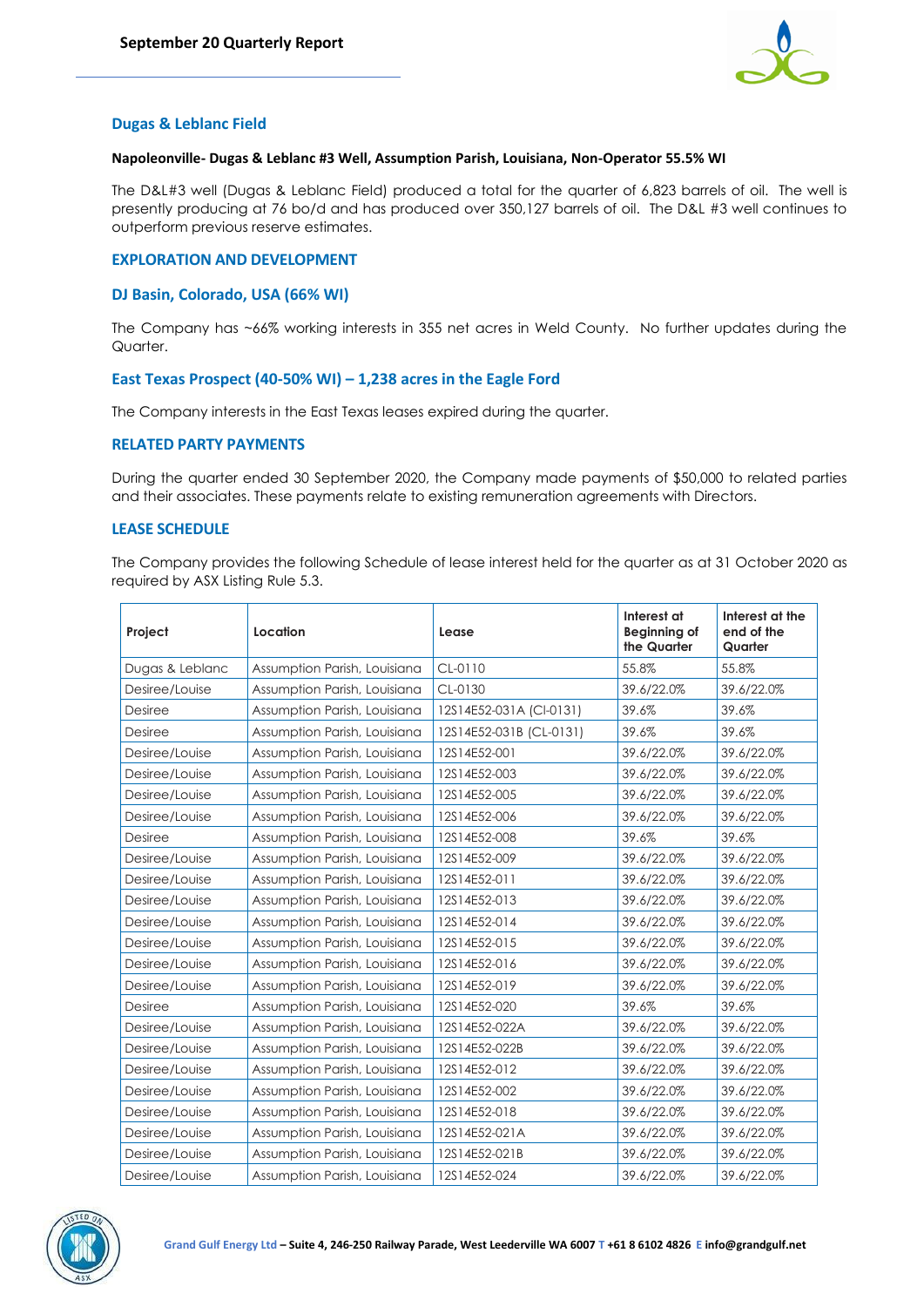## Dugas & Leblanc Field

**Napoleonville- Dugas & Leblanc #3 Well, Assumption Parish, Louisiana, Non-Operator 55.5% WI**

The D&L#3 well (Dugas & Leblanc Field) produced a total for the quarter of 6,823 barrels of oil. The well is presently producing at 76 bo/d and has produced over 350,127 barrels of oil. The D&L #3 well continues to outperform previous reserve estimates.

## EXPLORATION AND DEVELOPMENT

## DJ Basin, Colorado, USA (66% WI)

The Company has ~66% working interests in 355 net acres in Weld County. No further updates during the Quarter.

## East Texas Prospect (40-50% WI) – 1,238 acres in the Eagle Ford

The Company interests in the East Texas leases expired during the quarter.

## RELATED PARTY PAYMENTS

During the quarter ended 30 September 2020, the Company made payments of $50,000 to related parties and their associates. These payments relate to existing remuneration agreements with Directors.

## LEASE SCHEDULE

The Company provides the following Schedule of lease interest held for the quarter as at 31 October 2020 as required by ASX Listing Rule 5.3.

| Project | Location | Lease | Interest at Beginning of the Quarter | Interest at the end of the Quarter |
|---|---|---|---|---|
| Dugas & Leblanc | Assumption Parish, Louisiana | CL-0110 | 55.8% | 55.8% |
| Desiree/Louise | Assumption Parish, Louisiana | CL-0130 | 39.6/22.0% | 39.6/22.0% |
| Desiree | Assumption Parish, Louisiana | 12S14E52-031A (Cl-0131) | 39.6% | 39.6% |
| Desiree | Assumption Parish, Louisiana | 12S14E52-031B (CL-0131) | 39.6% | 39.6% |
| Desiree/Louise | Assumption Parish, Louisiana | 12S14E52-001 | 39.6/22.0% | 39.6/22.0% |
| Desiree/Louise | Assumption Parish, Louisiana | 12S14E52-003 | 39.6/22.0% | 39.6/22.0% |
| Desiree/Louise | Assumption Parish, Louisiana | 12S14E52-005 | 39.6/22.0% | 39.6/22.0% |
| Desiree/Louise | Assumption Parish, Louisiana | 12S14E52-006 | 39.6/22.0% | 39.6/22.0% |
| Desiree | Assumption Parish, Louisiana | 12S14E52-008 | 39.6% | 39.6% |
| Desiree/Louise | Assumption Parish, Louisiana | 12S14E52-009 | 39.6/22.0% | 39.6/22.0% |
| Desiree/Louise | Assumption Parish, Louisiana | 12S14E52-011 | 39.6/22.0% | 39.6/22.0% |
| Desiree/Louise | Assumption Parish, Louisiana | 12S14E52-013 | 39.6/22.0% | 39.6/22.0% |
| Desiree/Louise | Assumption Parish, Louisiana | 12S14E52-014 | 39.6/22.0% | 39.6/22.0% |
| Desiree/Louise | Assumption Parish, Louisiana | 12S14E52-015 | 39.6/22.0% | 39.6/22.0% |
| Desiree/Louise | Assumption Parish, Louisiana | 12S14E52-016 | 39.6/22.0% | 39.6/22.0% |
| Desiree/Louise | Assumption Parish, Louisiana | 12S14E52-019 | 39.6/22.0% | 39.6/22.0% |
| Desiree | Assumption Parish, Louisiana | 12S14E52-020 | 39.6% | 39.6% |
| Desiree/Louise | Assumption Parish, Louisiana | 12S14E52-022A | 39.6/22.0% | 39.6/22.0% |
| Desiree/Louise | Assumption Parish, Louisiana | 12S14E52-022B | 39.6/22.0% | 39.6/22.0% |
| Desiree/Louise | Assumption Parish, Louisiana | 12S14E52-012 | 39.6/22.0% | 39.6/22.0% |
| Desiree/Louise | Assumption Parish, Louisiana | 12S14E52-002 | 39.6/22.0% | 39.6/22.0% |
| Desiree/Louise | Assumption Parish, Louisiana | 12S14E52-018 | 39.6/22.0% | 39.6/22.0% |
| Desiree/Louise | Assumption Parish, Louisiana | 12S14E52-021A | 39.6/22.0% | 39.6/22.0% |
| Desiree/Louise | Assumption Parish, Louisiana | 12S14E52-021B | 39.6/22.0% | 39.6/22.0% |
| Desiree/Louise | Assumption Parish, Louisiana | 12S14E52-024 | 39.6/22.0% | 39.6/22.0% |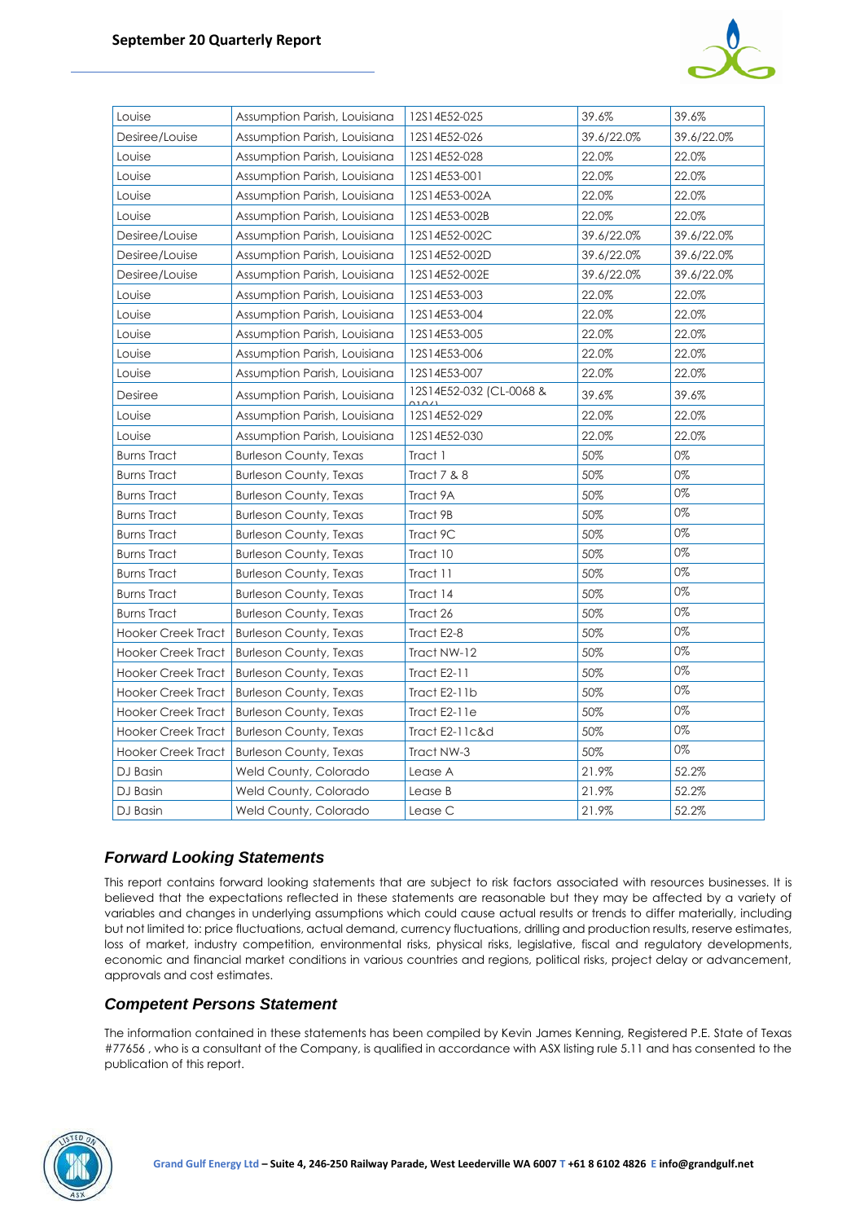| Louise | Assumption Parish, Louisiana | 12S14E52-025 | 39.6% | 39.6% |
|---|---|---|---|---|
| Desiree/Louise | Assumption Parish, Louisiana | 12S14E52-026 | 39.6/22.0% | 39.6/22.0% |
| Louise | Assumption Parish, Louisiana | 12S14E52-028 | 22.0% | 22.0% |
| Louise | Assumption Parish, Louisiana | 12S14E53-001 | 22.0% | 22.0% |
| Louise | Assumption Parish, Louisiana | 12S14E53-002A | 22.0% | 22.0% |
| Louise | Assumption Parish, Louisiana | 12S14E53-002B | 22.0% | 22.0% |
| Desiree/Louise | Assumption Parish, Louisiana | 12S14E52-002C | 39.6/22.0% | 39.6/22.0% |
| Desiree/Louise | Assumption Parish, Louisiana | 12S14E52-002D | 39.6/22.0% | 39.6/22.0% |
| Desiree/Louise | Assumption Parish, Louisiana | 12S14E52-002E | 39.6/22.0% | 39.6/22.0% |
| Louise | Assumption Parish, Louisiana | 12S14E53-003 | 22.0% | 22.0% |
| Louise | Assumption Parish, Louisiana | 12S14E53-004 | 22.0% | 22.0% |
| Louise | Assumption Parish, Louisiana | 12S14E53-005 | 22.0% | 22.0% |
| Louise | Assumption Parish, Louisiana | 12S14E53-006 | 22.0% | 22.0% |
| Louise | Assumption Parish, Louisiana | 12S14E53-007 | 22.0% | 22.0% |
| Desiree | Assumption Parish, Louisiana | 12S14E52-032 (CL-0068 & 0104) | 39.6% | 39.6% |
| Louise | Assumption Parish, Louisiana | 12S14E52-029 | 22.0% | 22.0% |
| Louise | Assumption Parish, Louisiana | 12S14E52-030 | 22.0% | 22.0% |
| Burns Tract | Burleson County, Texas | Tract 1 | 50% | 0% |
| Burns Tract | Burleson County, Texas | Tract 7 & 8 | 50% | 0% |
| Burns Tract | Burleson County, Texas | Tract 9A | 50% | 0% |
| Burns Tract | Burleson County, Texas | Tract 9B | 50% | 0% |
| Burns Tract | Burleson County, Texas | Tract 9C | 50% | 0% |
| Burns Tract | Burleson County, Texas | Tract 10 | 50% | 0% |
| Burns Tract | Burleson County, Texas | Tract 11 | 50% | 0% |
| Burns Tract | Burleson County, Texas | Tract 14 | 50% | 0% |
| Burns Tract | Burleson County, Texas | Tract 26 | 50% | 0% |
| Hooker Creek Tract | Burleson County, Texas | Tract E2-8 | 50% | 0% |
| Hooker Creek Tract | Burleson County, Texas | Tract NW-12 | 50% | 0% |
| Hooker Creek Tract | Burleson County, Texas | Tract E2-11 | 50% | 0% |
| Hooker Creek Tract | Burleson County, Texas | Tract E2-11b | 50% | 0% |
| Hooker Creek Tract | Burleson County, Texas | Tract E2-11e | 50% | 0% |
| Hooker Creek Tract | Burleson County, Texas | Tract E2-11c&d | 50% | 0% |
| Hooker Creek Tract | Burleson County, Texas | Tract NW-3 | 50% | 0% |
| DJ Basin | Weld County, Colorado | Lease A | 21.9% | 52.2% |
| DJ Basin | Weld County, Colorado | Lease B | 21.9% | 52.2% |
| DJ Basin | Weld County, Colorado | Lease C | 21.9% | 52.2% |

## *Forward Looking Statements*

This report contains forward looking statements that are subject to risk factors associated with resources businesses. It is believed that the expectations reflected in these statements are reasonable but they may be affected by a variety of variables and changes in underlying assumptions which could cause actual results or trends to differ materially, including but not limited to: price fluctuations, actual demand, currency fluctuations, drilling and production results, reserve estimates, loss of market, industry competition, environmental risks, physical risks, legislative, fiscal and regulatory developments, economic and financial market conditions in various countries and regions, political risks, project delay or advancement, approvals and cost estimates.

## *Competent Persons Statement*

The information contained in these statements has been compiled by Kevin James Kenning, Registered P.E. State of Texas #77656 , who is a consultant of the Company, is qualified in accordance with ASX listing rule 5.11 and has consented to the publication of this report.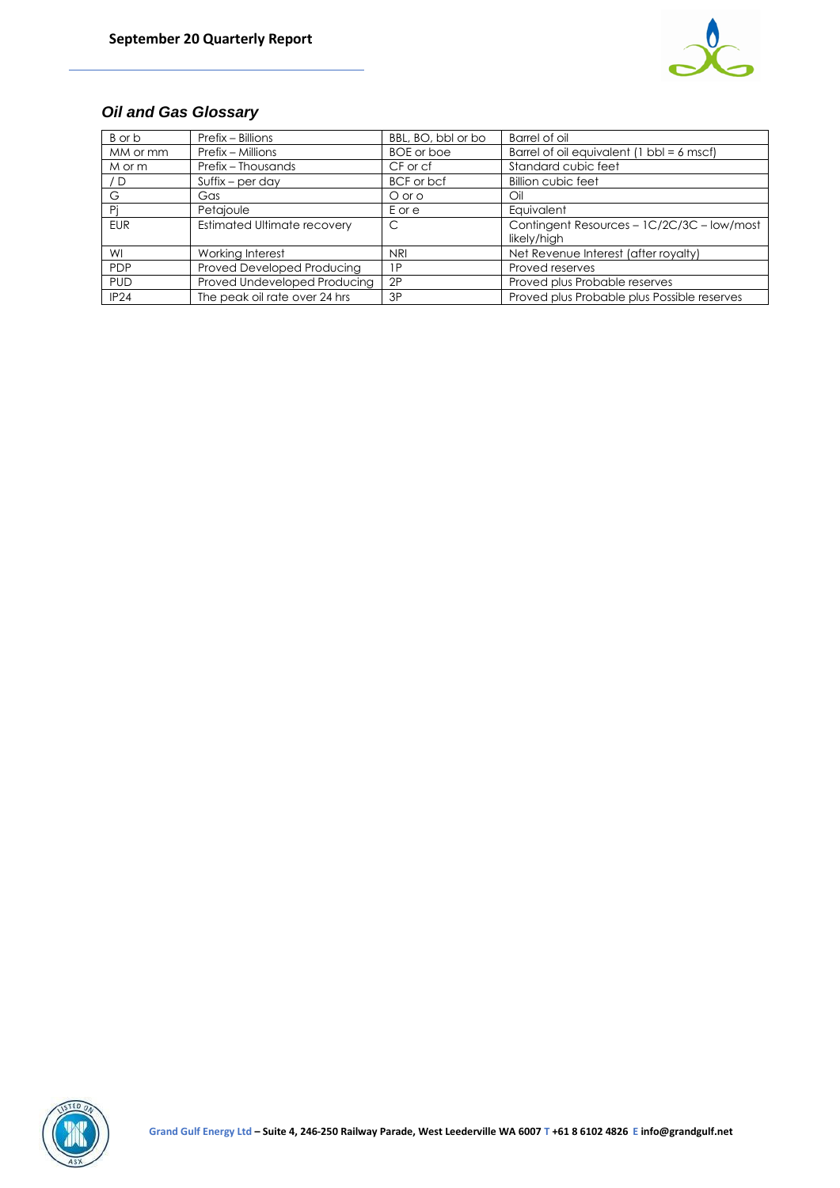## *Oil and Gas Glossary*

| | | | |
|---|---|---|---|
| B or b | Prefix – Billions | BBL, BO, bbl or bo | Barrel of oil |
| MM or mm | Prefix – Millions | BOE or boe | Barrel of oil equivalent (1 bbl = 6 mscf) |
| M or m | Prefix – Thousands | CF or cf | Standard cubic feet |
| / D | Suffix – per day | BCF or bcf | Billion cubic feet |
| G | Gas | O or o | Oil |
| Pj | Petajoule | E or e | Equivalent |
| EUR | Estimated Ultimate recovery | C | Contingent Resources – 1C/2C/3C – low/most likely/high |
| WI | Working Interest | NRI | Net Revenue Interest (after royalty) |
| PDP | Proved Developed Producing | 1P | Proved reserves |
| PUD | Proved Undeveloped Producing | 2P | Proved plus Probable reserves |
| IP24 | The peak oil rate over 24 hrs | 3P | Proved plus Probable plus Possible reserves |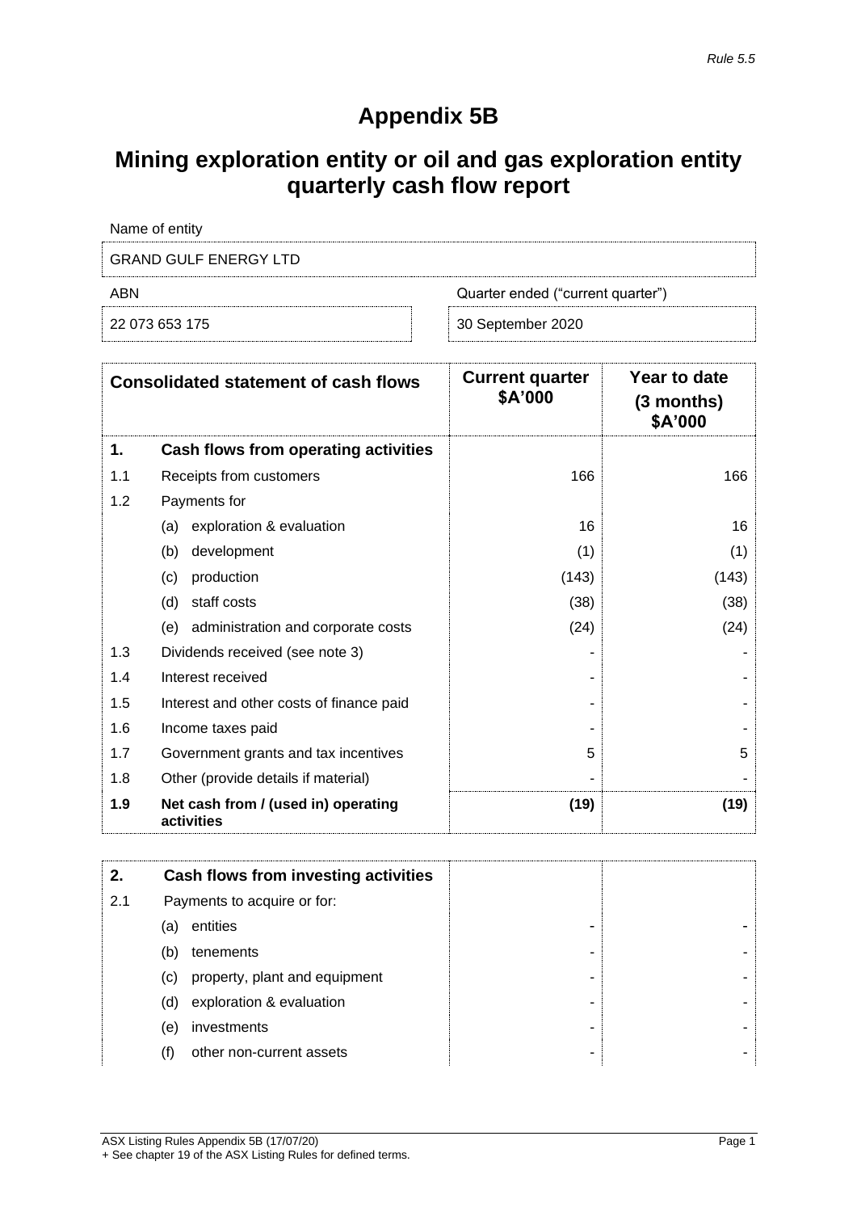*Rule 5.5*

# Appendix 5B

# Mining exploration entity or oil and gas exploration entity quarterly cash flow report

| Name of entity | |
|---|---|
| GRAND GULF ENERGY LTD | |
| **ABN** | **Quarter ended ("current quarter")** |
| 22 073 653 175 | 30 September 2020 |

| | Consolidated statement of cash flows | Current quarter $A'000 | Year to date (3 months) $A'000 |
|---|---|---|---|
| **1.** | **Cash flows from operating activities** | | |
| 1.1 | Receipts from customers | 166 | 166 |
| 1.2 | Payments for | | |
| | (a) exploration & evaluation | 16 | 16 |
| | (b) development | (1) | (1) |
| | (c) production | (143) | (143) |
| | (d) staff costs | (38) | (38) |
| | (e) administration and corporate costs | (24) | (24) |
| 1.3 | Dividends received (see note 3) | - | - |
| 1.4 | Interest received | - | - |
| 1.5 | Interest and other costs of finance paid | - | - |
| 1.6 | Income taxes paid | - | - |
| 1.7 | Government grants and tax incentives | 5 | 5 |
| 1.8 | Other (provide details if material) | - | - |
| **1.9** | **Net cash from / (used in) operating activities** | **(19)** | **(19)** |

| | | | |
|---|---|---|---|
| **2.** | **Cash flows from investing activities** | | |
| 2.1 | Payments to acquire or for: | | |
| | (a) entities | - | - |
| | (b) tenements | - | - |
| | (c) property, plant and equipment | - | - |
| | (d) exploration & evaluation | - | - |
| | (e) investments | - | - |
| | (f) other non-current assets | - | - |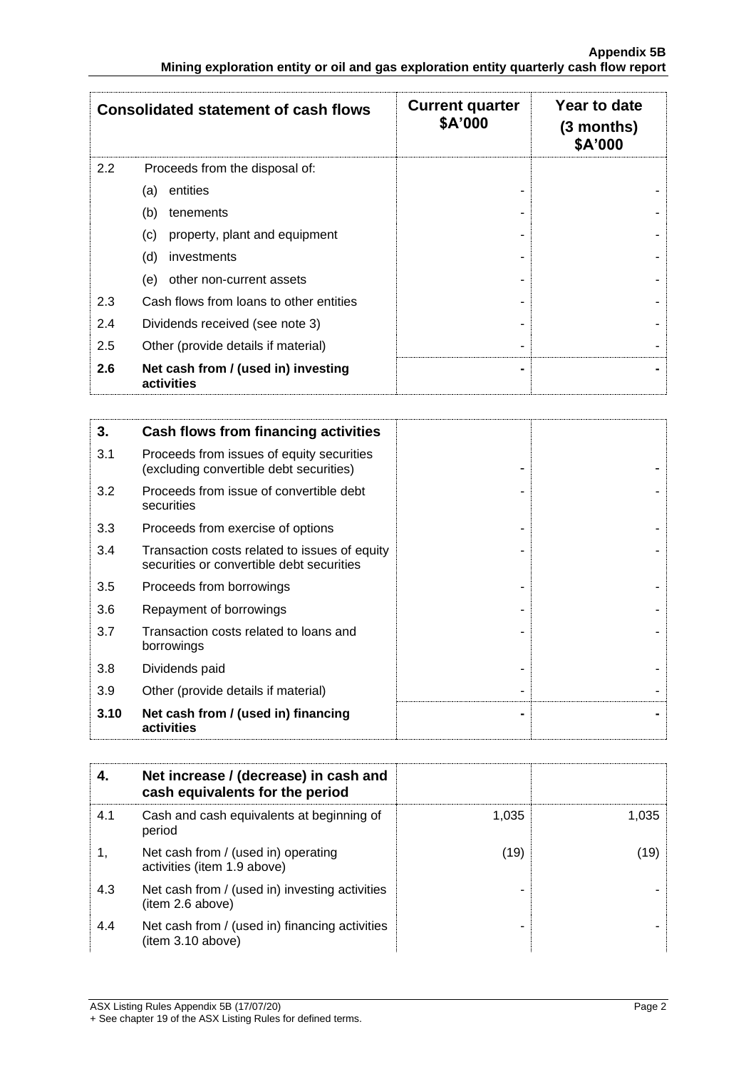| Consolidated statement of cash flows | | Current quarter $A'000 | Year to date (3 months) $A'000 |
|---|---|---|---|
| 2.2 | Proceeds from the disposal of: | | |
| | (a) entities | - | - |
| | (b) tenements | - | - |
| | (c) property, plant and equipment | - | - |
| | (d) investments | - | - |
| | (e) other non-current assets | - | - |
| 2.3 | Cash flows from loans to other entities | - | - |
| 2.4 | Dividends received (see note 3) | - | - |
| 2.5 | Other (provide details if material) | - | - |
| **2.6** | **Net cash from / (used in) investing activities** | **-** | **-** |

| | | | |
|---|---|---|---|
| **3.** | **Cash flows from financing activities** | | |
| 3.1 | Proceeds from issues of equity securities (excluding convertible debt securities) | - | - |
| 3.2 | Proceeds from issue of convertible debt securities | - | - |
| 3.3 | Proceeds from exercise of options | - | - |
| 3.4 | Transaction costs related to issues of equity securities or convertible debt securities | - | - |
| 3.5 | Proceeds from borrowings | - | - |
| 3.6 | Repayment of borrowings | - | - |
| 3.7 | Transaction costs related to loans and borrowings | - | - |
| 3.8 | Dividends paid | - | - |
| 3.9 | Other (provide details if material) | - | - |
| **3.10** | **Net cash from / (used in) financing activities** | **-** | **-** |

| | | | |
|---|---|---|---|
| **4.** | **Net increase / (decrease) in cash and cash equivalents for the period** | | |
| 4.1 | Cash and cash equivalents at beginning of period | 1,035 | 1,035 |
| 1, | Net cash from / (used in) operating activities (item 1.9 above) | (19) | (19) |
| 4.3 | Net cash from / (used in) investing activities (item 2.6 above) | - | - |
| 4.4 | Net cash from / (used in) financing activities (item 3.10 above) | - | - |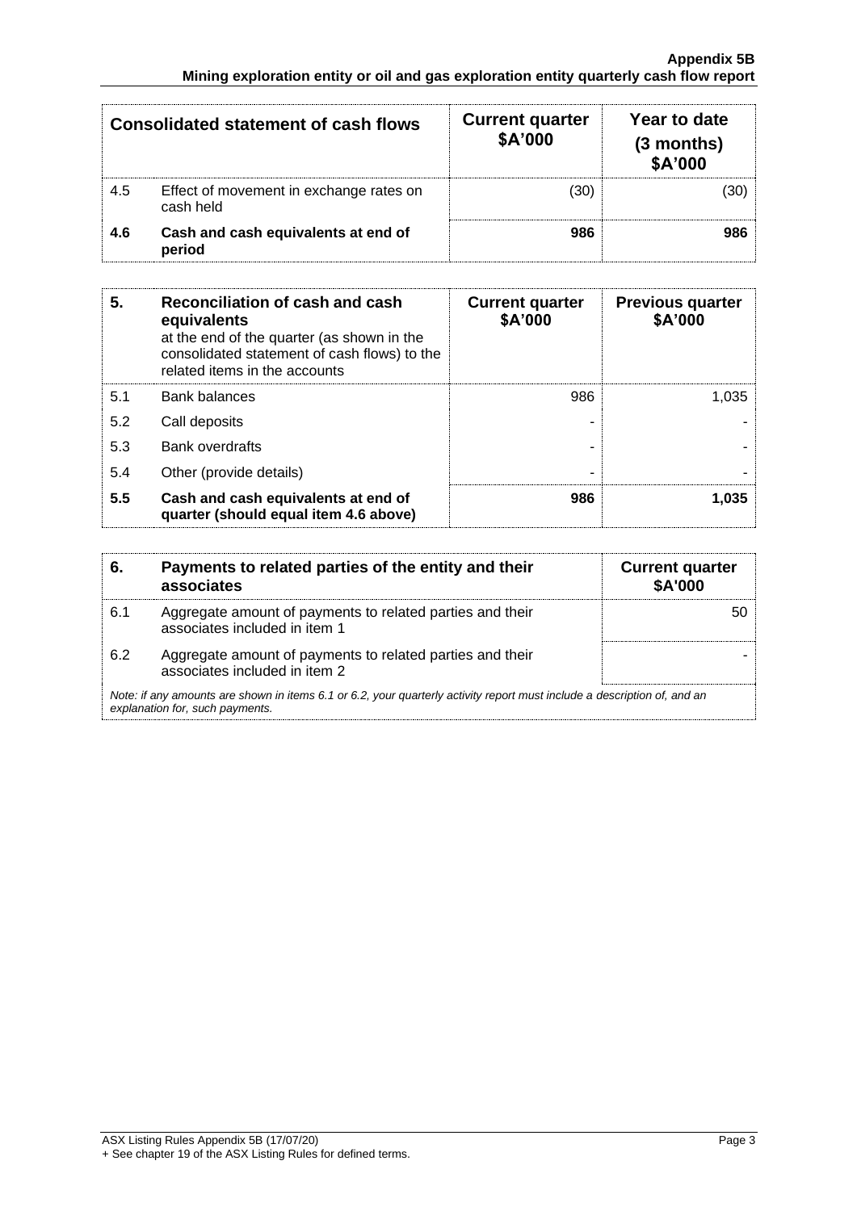| Consolidated statement of cash flows | | Current quarter \$A'000 | Year to date (3 months) \$A'000 |
|---|---|---|---|
| 4.5 | Effect of movement in exchange rates on cash held | (30) | (30) |
| **4.6** | **Cash and cash equivalents at end of period** | **986** | **986** |

| **5.** | **Reconciliation of cash and cash equivalents** at the end of the quarter (as shown in the consolidated statement of cash flows) to the related items in the accounts | **Current quarter \$A'000** | **Previous quarter \$A'000** |
|---|---|---|---|
| 5.1 | Bank balances | 986 | 1,035 |
| 5.2 | Call deposits | - | - |
| 5.3 | Bank overdrafts | - | - |
| 5.4 | Other (provide details) | - | - |
| **5.5** | **Cash and cash equivalents at end of quarter (should equal item 4.6 above)** | **986** | **1,035** |

| **6.** | **Payments to related parties of the entity and their associates** | **Current quarter \$A'000** |
|---|---|---|
| 6.1 | Aggregate amount of payments to related parties and their associates included in item 1 | 50 |
| 6.2 | Aggregate amount of payments to related parties and their associates included in item 2 | - |

*Note: if any amounts are shown in items 6.1 or 6.2, your quarterly activity report must include a description of, and an explanation for, such payments.*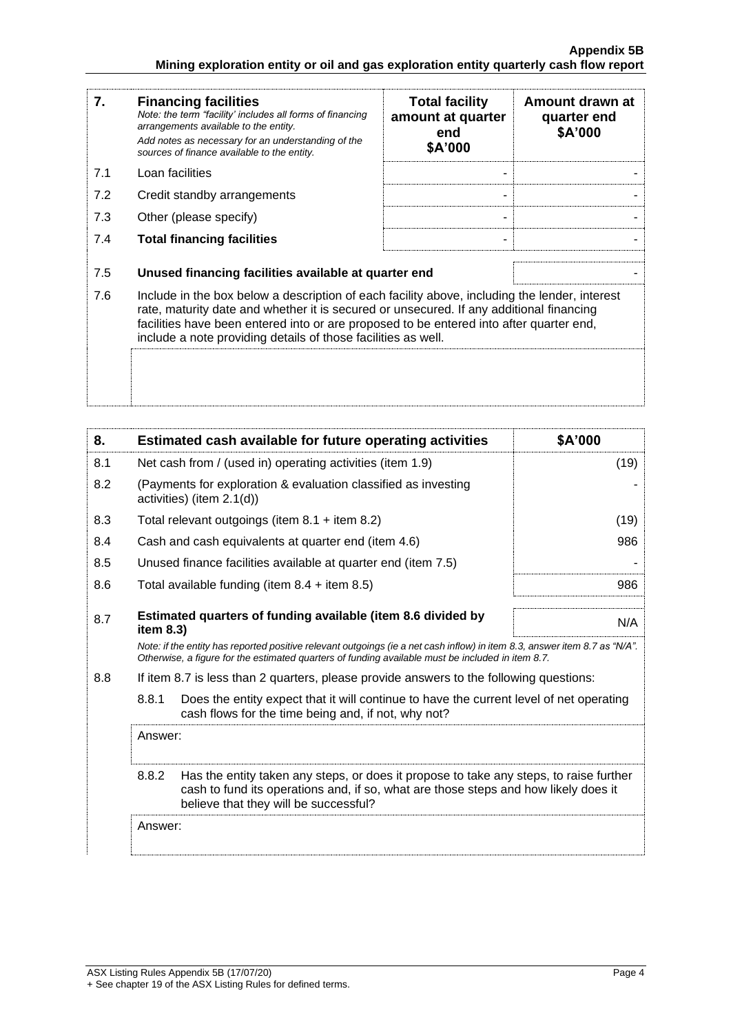| 7. | **Financing facilities**<br>*Note: the term "facility' includes all forms of financing arrangements available to the entity.*<br>*Add notes as necessary for an understanding of the sources of finance available to the entity.* | **Total facility amount at quarter end $A'000** | **Amount drawn at quarter end $A'000** |
|---|---|---|---|
| 7.1 | Loan facilities | - | - |
| 7.2 | Credit standby arrangements | - | - |
| 7.3 | Other (please specify) | - | - |
| 7.4 | **Total financing facilities** | - | - |

| | | |
|---|---|---|
| 7.5 | **Unused financing facilities available at quarter end** | - |
| 7.6 | Include in the box below a description of each facility above, including the lender, interest rate, maturity date and whether it is secured or unsecured. If any additional financing facilities have been entered into or are proposed to be entered into after quarter end, include a note providing details of those facilities as well. | |
| | | |

| 8. | **Estimated cash available for future operating activities** | **$A'000** |
|---|---|---|
| 8.1 | Net cash from / (used in) operating activities (item 1.9) | (19) |
| 8.2 | (Payments for exploration & evaluation classified as investing activities) (item 2.1(d)) | - |
| 8.3 | Total relevant outgoings (item 8.1 + item 8.2) | (19) |
| 8.4 | Cash and cash equivalents at quarter end (item 4.6) | 986 |
| 8.5 | Unused finance facilities available at quarter end (item 7.5) | - |
| 8.6 | Total available funding (item 8.4 + item 8.5) | 986 |
| 8.7 | **Estimated quarters of funding available (item 8.6 divided by item 8.3)** | N/A |

*Note: if the entity has reported positive relevant outgoings (ie a net cash inflow) in item 8.3, answer item 8.7 as "N/A". Otherwise, a figure for the estimated quarters of funding available must be included in item 8.7.*

8.8 If item 8.7 is less than 2 quarters, please provide answers to the following questions:

8.8.1 Does the entity expect that it will continue to have the current level of net operating cash flows for the time being and, if not, why not?

Answer:

8.8.2 Has the entity taken any steps, or does it propose to take any steps, to raise further cash to fund its operations and, if so, what are those steps and how likely does it believe that they will be successful?

Answer: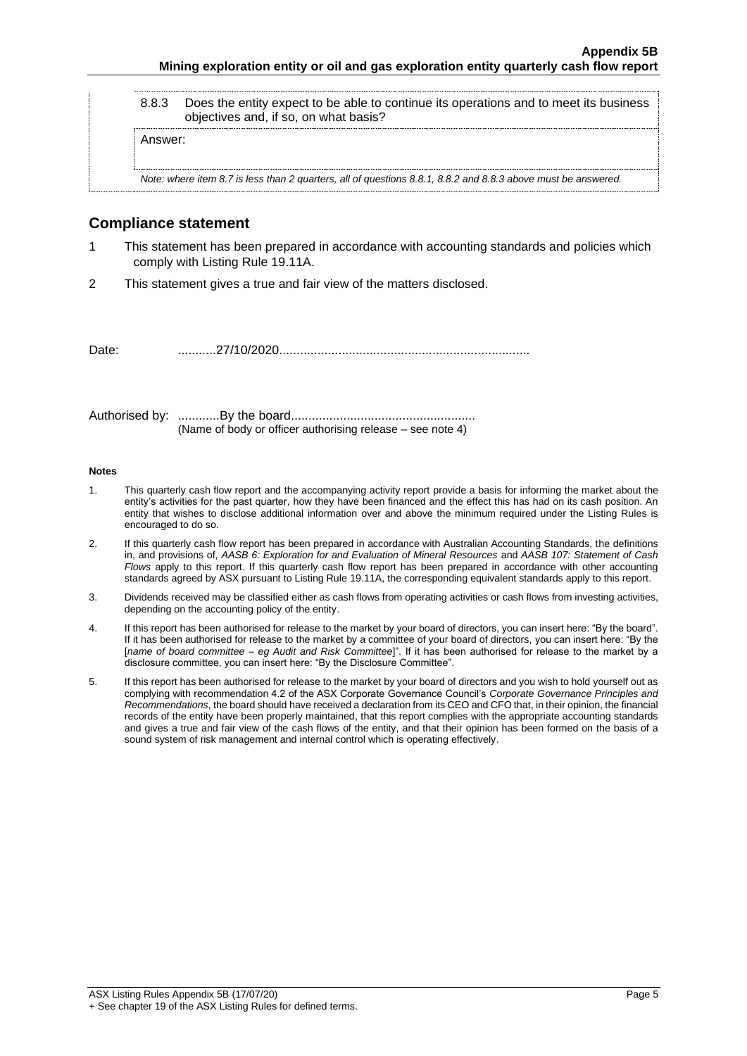| | | |
|---|---|---|
| 8.8.3 | Does the entity expect to be able to continue its operations and to meet its business objectives and, if so, on what basis? | |
| Answer: | | |
| *Note: where item 8.7 is less than 2 quarters, all of questions 8.8.1, 8.8.2 and 8.8.3 above must be answered.* | | |

## Compliance statement

1 This statement has been prepared in accordance with accounting standards and policies which comply with Listing Rule 19.11A.

2 This statement gives a true and fair view of the matters disclosed.

Date: ...........27/10/2020........................................................................

Authorised by: ............By the board....................................................
(Name of body or officer authorising release – see note 4)

**Notes**

1. This quarterly cash flow report and the accompanying activity report provide a basis for informing the market about the entity's activities for the past quarter, how they have been financed and the effect this has had on its cash position. An entity that wishes to disclose additional information over and above the minimum required under the Listing Rules is encouraged to do so.

2. If this quarterly cash flow report has been prepared in accordance with Australian Accounting Standards, the definitions in, and provisions of, *AASB 6: Exploration for and Evaluation of Mineral Resources* and *AASB 107: Statement of Cash Flows* apply to this report. If this quarterly cash flow report has been prepared in accordance with other accounting standards agreed by ASX pursuant to Listing Rule 19.11A, the corresponding equivalent standards apply to this report.

3. Dividends received may be classified either as cash flows from operating activities or cash flows from investing activities, depending on the accounting policy of the entity.

4. If this report has been authorised for release to the market by your board of directors, you can insert here: "By the board". If it has been authorised for release to the market by a committee of your board of directors, you can insert here: "By the [*name of board committee – eg Audit and Risk Committee*]". If it has been authorised for release to the market by a disclosure committee, you can insert here: "By the Disclosure Committee".

5. If this report has been authorised for release to the market by your board of directors and you wish to hold yourself out as complying with recommendation 4.2 of the ASX Corporate Governance Council's *Corporate Governance Principles and Recommendations*, the board should have received a declaration from its CEO and CFO that, in their opinion, the financial records of the entity have been properly maintained, that this report complies with the appropriate accounting standards and gives a true and fair view of the cash flows of the entity, and that their opinion has been formed on the basis of a sound system of risk management and internal control which is operating effectively.